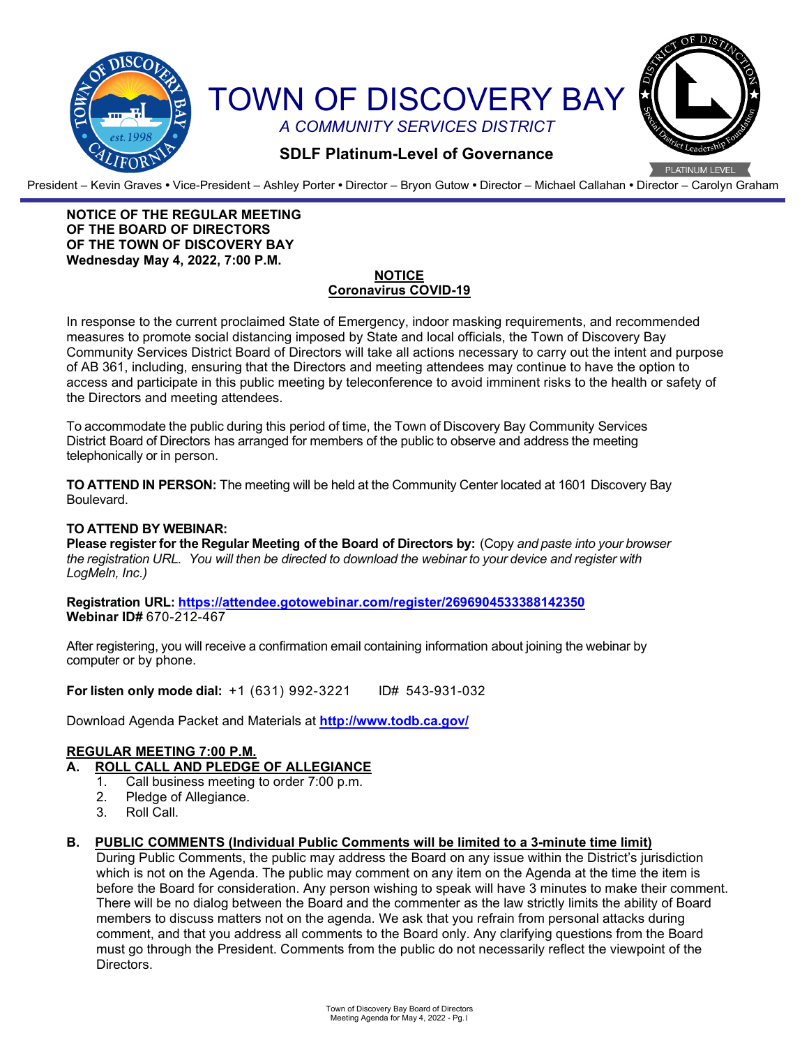# TOWN OF DISCOVERY BAY

*A COMMUNITY SERVICES DISTRICT*

**SDLF Platinum-Level of Governance**

President – Kevin Graves • Vice-President – Ashley Porter • Director – Bryon Gutow • Director – Michael Callahan • Director – Carolyn Graham

**NOTICE OF THE REGULAR MEETING**
**OF THE BOARD OF DIRECTORS**
**OF THE TOWN OF DISCOVERY BAY**
**Wednesday May 4, 2022, 7:00 P.M.**

**NOTICE**
**Coronavirus COVID-19**

In response to the current proclaimed State of Emergency, indoor masking requirements, and recommended measures to promote social distancing imposed by State and local officials, the Town of Discovery Bay Community Services District Board of Directors will take all actions necessary to carry out the intent and purpose of AB 361, including, ensuring that the Directors and meeting attendees may continue to have the option to access and participate in this public meeting by teleconference to avoid imminent risks to the health or safety of the Directors and meeting attendees.

To accommodate the public during this period of time, the Town of Discovery Bay Community Services District Board of Directors has arranged for members of the public to observe and address the meeting telephonically or in person.

**TO ATTEND IN PERSON:** The meeting will be held at the Community Center located at 1601 Discovery Bay Boulevard.

**TO ATTEND BY WEBINAR:**
**Please register for the Regular Meeting of the Board of Directors by:** (Copy *and paste into your browser the registration URL. You will then be directed to download the webinar to your device and register with LogMeIn, Inc.)*

**Registration URL: https://attendee.gotowebinar.com/register/2696904533388142350**
**Webinar ID#** 670-212-467

After registering, you will receive a confirmation email containing information about joining the webinar by computer or by phone.

**For listen only mode dial:** +1 (631) 992-3221 ID# 543-931-032

Download Agenda Packet and Materials at **http://www.todb.ca.gov/**

**REGULAR MEETING 7:00 P.M.**

**A. ROLL CALL AND PLEDGE OF ALLEGIANCE**

1. Call business meeting to order 7:00 p.m.
2. Pledge of Allegiance.
3. Roll Call.

**B. PUBLIC COMMENTS (Individual Public Comments will be limited to a 3-minute time limit)**

During Public Comments, the public may address the Board on any issue within the District's jurisdiction which is not on the Agenda. The public may comment on any item on the Agenda at the time the item is before the Board for consideration. Any person wishing to speak will have 3 minutes to make their comment. There will be no dialog between the Board and the commenter as the law strictly limits the ability of Board members to discuss matters not on the agenda. We ask that you refrain from personal attacks during comment, and that you address all comments to the Board only. Any clarifying questions from the Board must go through the President. Comments from the public do not necessarily reflect the viewpoint of the Directors.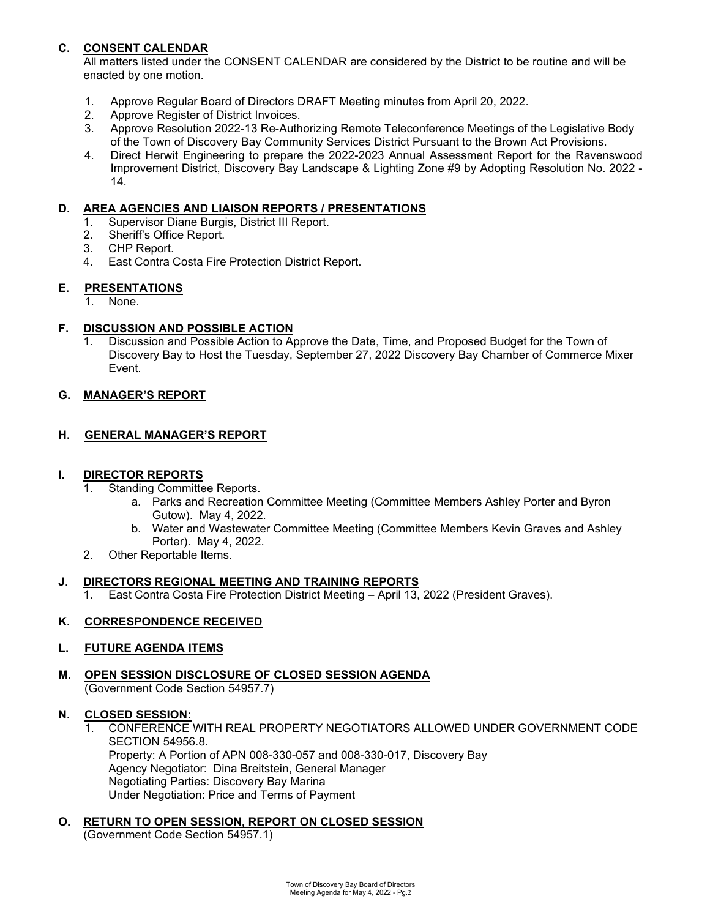## C. CONSENT CALENDAR

All matters listed under the CONSENT CALENDAR are considered by the District to be routine and will be enacted by one motion.

1. Approve Regular Board of Directors DRAFT Meeting minutes from April 20, 2022.
2. Approve Register of District Invoices.
3. Approve Resolution 2022-13 Re-Authorizing Remote Teleconference Meetings of the Legislative Body of the Town of Discovery Bay Community Services District Pursuant to the Brown Act Provisions.
4. Direct Herwit Engineering to prepare the 2022-2023 Annual Assessment Report for the Ravenswood Improvement District, Discovery Bay Landscape & Lighting Zone #9 by Adopting Resolution No. 2022 - 14.

## D. AREA AGENCIES AND LIAISON REPORTS / PRESENTATIONS

1. Supervisor Diane Burgis, District III Report.
2. Sheriff's Office Report.
3. CHP Report.
4. East Contra Costa Fire Protection District Report.

## E. PRESENTATIONS

1. None.

## F. DISCUSSION AND POSSIBLE ACTION

1. Discussion and Possible Action to Approve the Date, Time, and Proposed Budget for the Town of Discovery Bay to Host the Tuesday, September 27, 2022 Discovery Bay Chamber of Commerce Mixer Event.

## G. MANAGER'S REPORT

## H. GENERAL MANAGER'S REPORT

## I. DIRECTOR REPORTS

1. Standing Committee Reports.
   a. Parks and Recreation Committee Meeting (Committee Members Ashley Porter and Byron Gutow). May 4, 2022.
   b. Water and Wastewater Committee Meeting (Committee Members Kevin Graves and Ashley Porter). May 4, 2022.
2. Other Reportable Items.

## J. DIRECTORS REGIONAL MEETING AND TRAINING REPORTS

1. East Contra Costa Fire Protection District Meeting – April 13, 2022 (President Graves).

## K. CORRESPONDENCE RECEIVED

## L. FUTURE AGENDA ITEMS

## M. OPEN SESSION DISCLOSURE OF CLOSED SESSION AGENDA

(Government Code Section 54957.7)

## N. CLOSED SESSION:

1. CONFERENCE WITH REAL PROPERTY NEGOTIATORS ALLOWED UNDER GOVERNMENT CODE SECTION 54956.8.
   Property: A Portion of APN 008-330-057 and 008-330-017, Discovery Bay
   Agency Negotiator: Dina Breitstein, General Manager
   Negotiating Parties: Discovery Bay Marina
   Under Negotiation: Price and Terms of Payment

## O. RETURN TO OPEN SESSION, REPORT ON CLOSED SESSION

(Government Code Section 54957.1)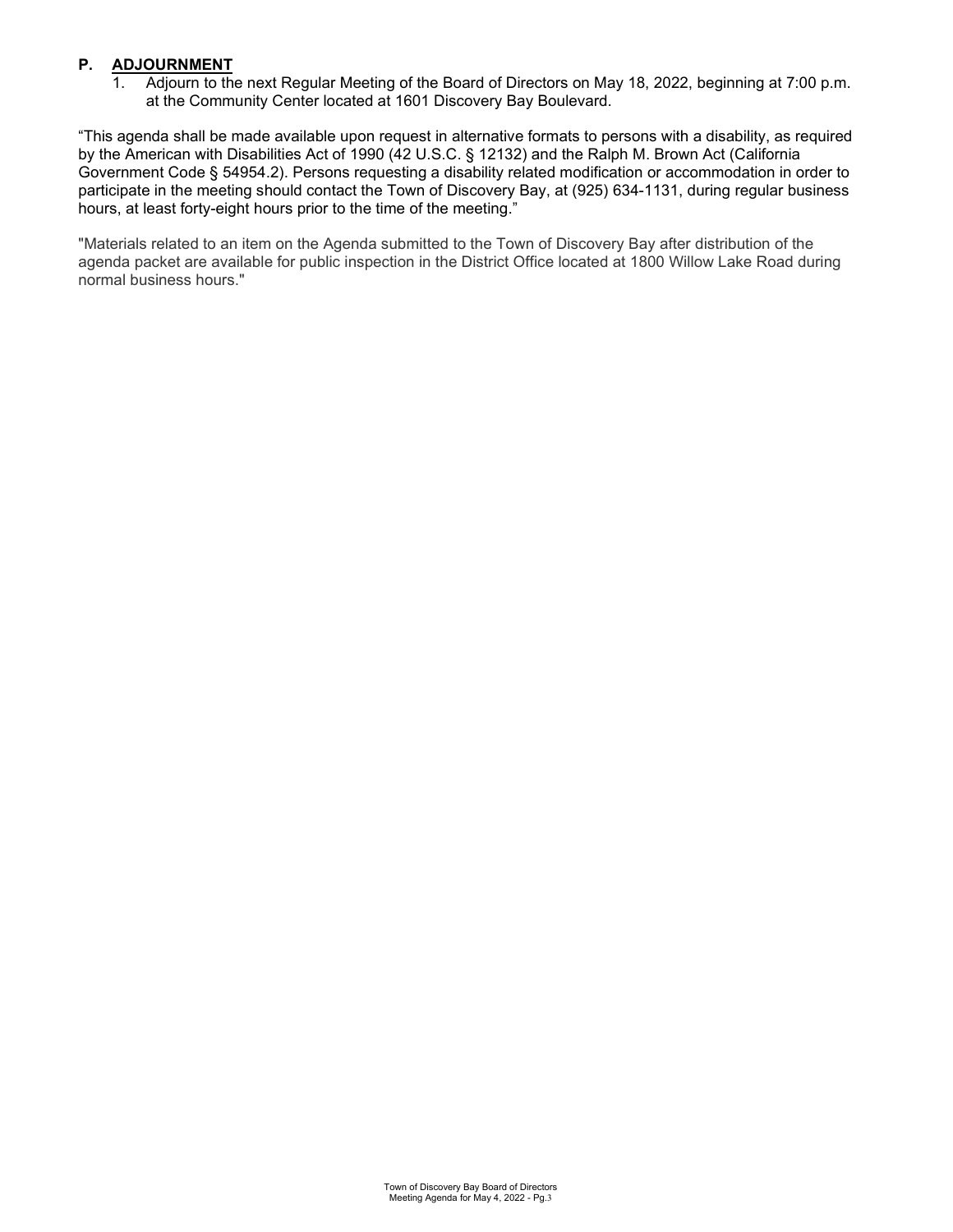## P. **ADJOURNMENT**

1. Adjourn to the next Regular Meeting of the Board of Directors on May 18, 2022, beginning at 7:00 p.m. at the Community Center located at 1601 Discovery Bay Boulevard.

“This agenda shall be made available upon request in alternative formats to persons with a disability, as required by the American with Disabilities Act of 1990 (42 U.S.C. § 12132) and the Ralph M. Brown Act (California Government Code § 54954.2). Persons requesting a disability related modification or accommodation in order to participate in the meeting should contact the Town of Discovery Bay, at (925) 634-1131, during regular business hours, at least forty-eight hours prior to the time of the meeting.”

"Materials related to an item on the Agenda submitted to the Town of Discovery Bay after distribution of the agenda packet are available for public inspection in the District Office located at 1800 Willow Lake Road during normal business hours."